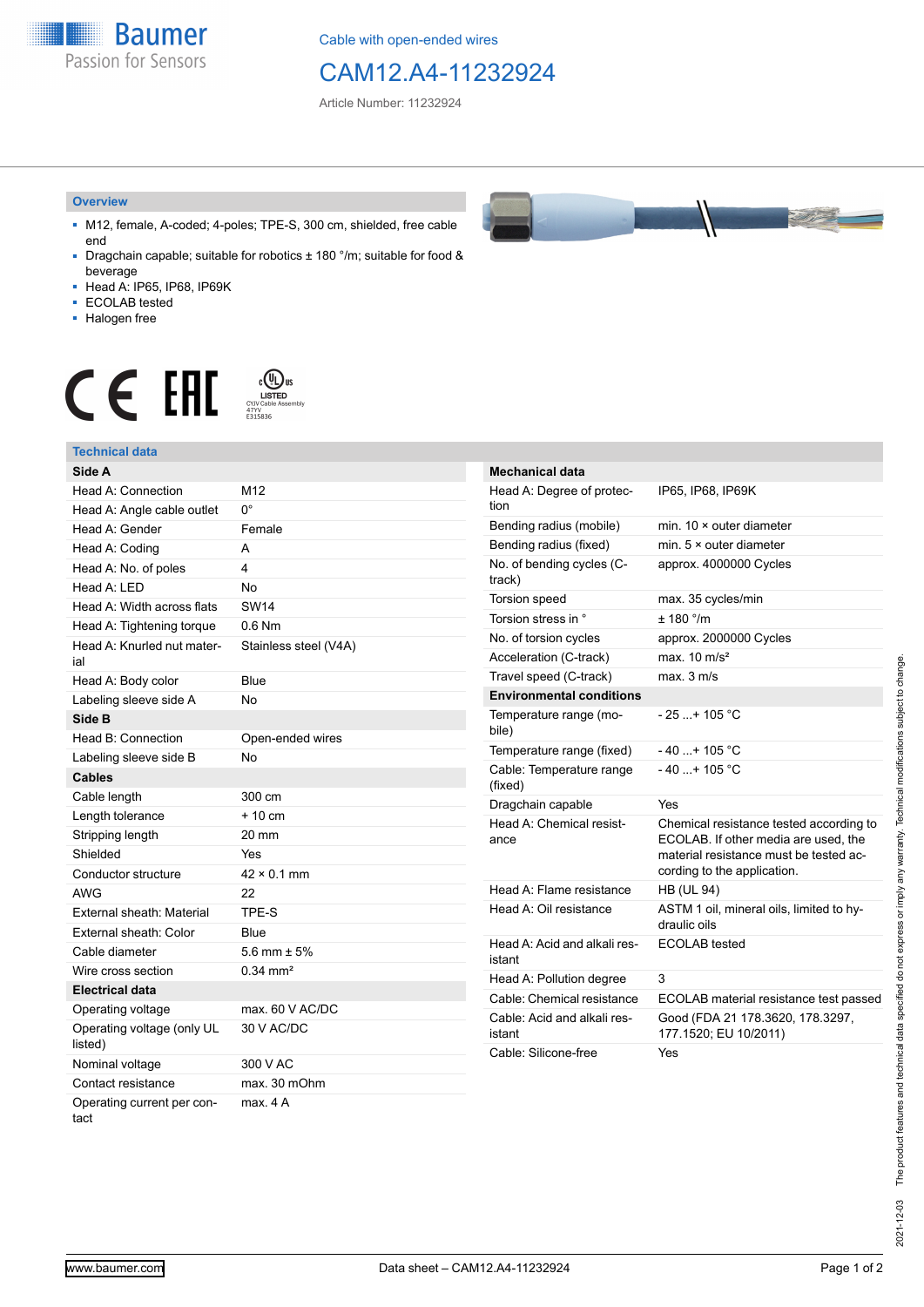Cable with open-ended wires

# CAM12.A4-11232924

Article Number: 11232924

## Overview

- M12, female, A-coded; 4-poles; TPE-S, 300 cm, shielded, free cable end
- Dragchain capable; suitable for robotics ± 180 °/m; suitable for food & beverage
- Head A: IP65, IP68, IP69K
- ECOLAB tested
- Halogen free

## Technical data

| Side A | |
|---|---|
| Head A: Connection | M12 |
| Head A: Angle cable outlet | 0° |
| Head A: Gender | Female |
| Head A: Coding | A |
| Head A: No. of poles | 4 |
| Head A: LED | No |
| Head A: Width across flats | SW14 |
| Head A: Tightening torque | 0.6 Nm |
| Head A: Knurled nut material | Stainless steel (V4A) |
| Head A: Body color | Blue |
| Labeling sleeve side A | No |
| **Side B** | |
| Head B: Connection | Open-ended wires |
| Labeling sleeve side B | No |
| **Cables** | |
| Cable length | 300 cm |
| Length tolerance | + 10 cm |
| Stripping length | 20 mm |
| Shielded | Yes |
| Conductor structure | 42 × 0.1 mm |
| AWG | 22 |
| External sheath: Material | TPE-S |
| External sheath: Color | Blue |
| Cable diameter | 5.6 mm ± 5% |
| Wire cross section | 0.34 mm² |
| **Electrical data** | |
| Operating voltage | max. 60 V AC/DC |
| Operating voltage (only UL listed) | 30 V AC/DC |
| Nominal voltage | 300 V AC |
| Contact resistance | max. 30 mOhm |
| Operating current per contact | max. 4 A |

| Mechanical data | |
|---|---|
| Head A: Degree of protection | IP65, IP68, IP69K |
| Bending radius (mobile) | min. 10 × outer diameter |
| Bending radius (fixed) | min. 5 × outer diameter |
| No. of bending cycles (C-track) | approx. 4000000 Cycles |
| Torsion speed | max. 35 cycles/min |
| Torsion stress in ° | ± 180 °/m |
| No. of torsion cycles | approx. 2000000 Cycles |
| Acceleration (C-track) | max. 10 m/s² |
| Travel speed (C-track) | max. 3 m/s |
| **Environmental conditions** | |
| Temperature range (mobile) | - 25 ...+ 105 °C |
| Temperature range (fixed) | - 40 ...+ 105 °C |
| Cable: Temperature range (fixed) | - 40 ...+ 105 °C |
| Dragchain capable | Yes |
| Head A: Chemical resistance | Chemical resistance tested according to ECOLAB. If other media are used, the material resistance must be tested according to the application. |
| Head A: Flame resistance | HB (UL 94) |
| Head A: Oil resistance | ASTM 1 oil, mineral oils, limited to hydraulic oils |
| Head A: Acid and alkali resistant | ECOLAB tested |
| Head A: Pollution degree | 3 |
| Cable: Chemical resistance | ECOLAB material resistance test passed |
| Cable: Acid and alkali resistant | Good (FDA 21 178.3620, 178.3297, 177.1520; EU 10/2011) |
| Cable: Silicone-free | Yes |

2021-12-03 The product features and technical data specified do not express or imply any warranty. Technical modifications subject to change.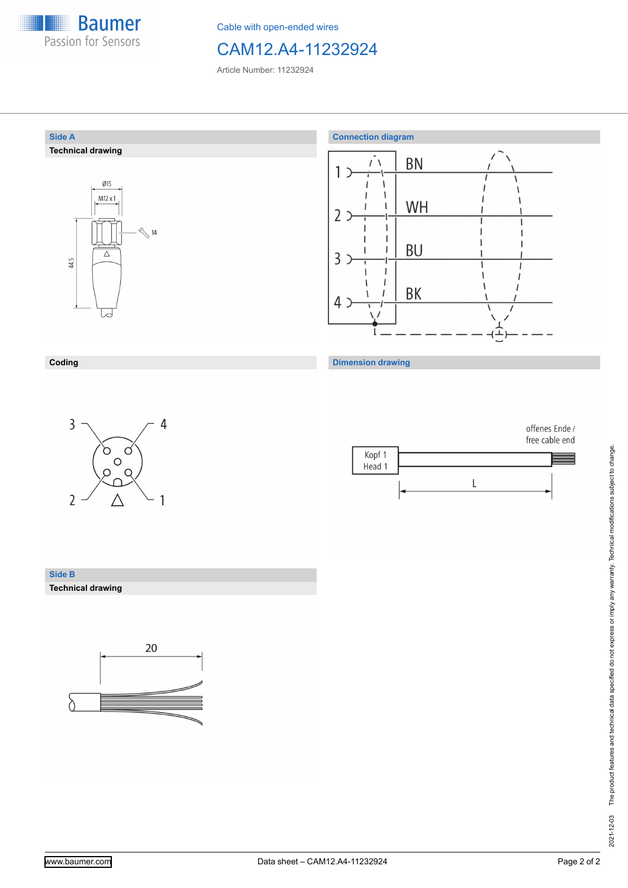Cable with open-ended wires

# CAM12.A4-11232924

Article Number: 11232924

## Side A

### Technical drawing

Ø15

M12 x 1

14

44.5

## Connection diagram

1 BN

2 WH

3 BU

4 BK

### Coding

3 4

2 1

## Dimension drawing

offenes Ende / free cable end

Kopf 1 Head 1

L

## Side B

### Technical drawing

20

2021-12-03 The product features and technical data specified do not express or imply any warranty. Technical modifications subject to change.

www.baumer.com

Data sheet – CAM12.A4-11232924